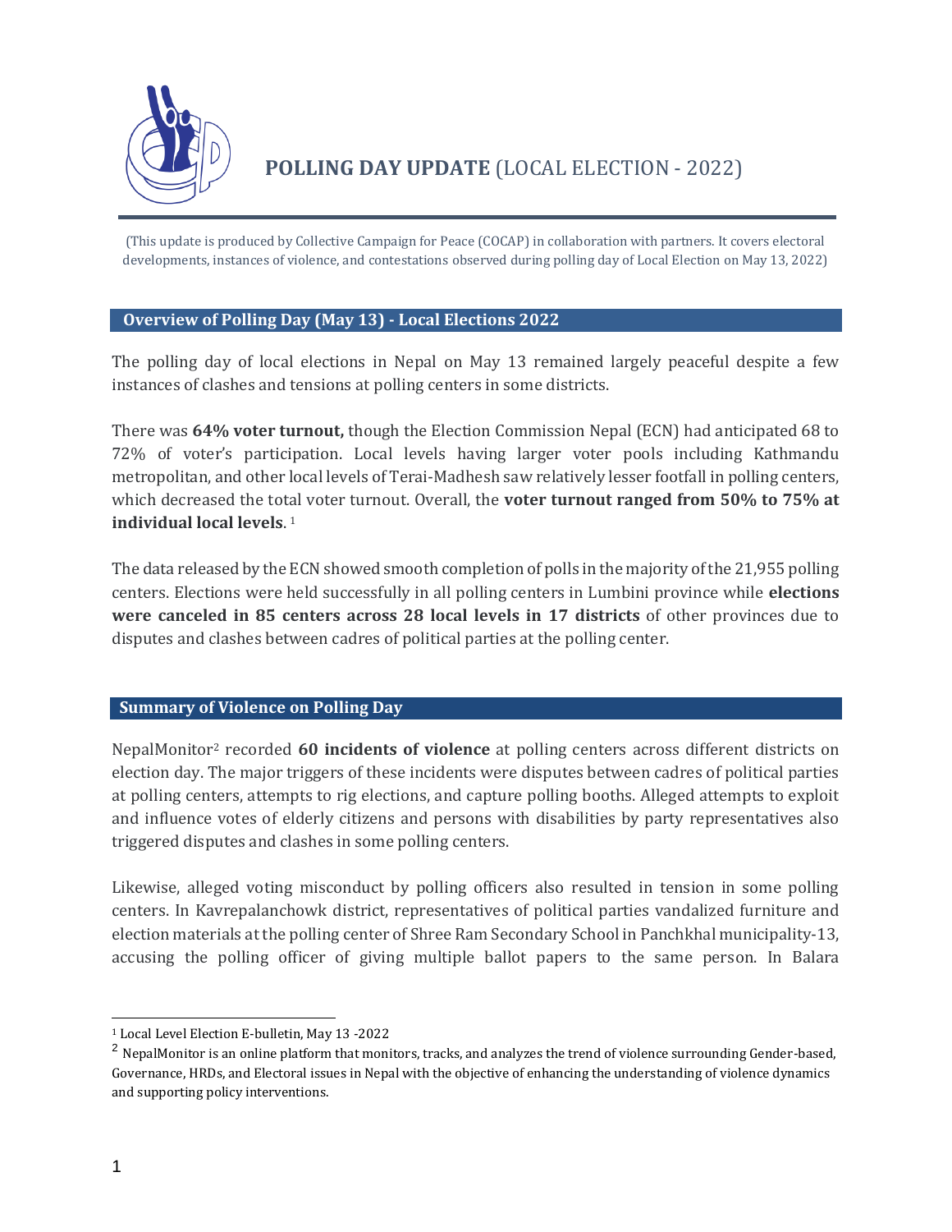# **POLLING DAY UPDATE** (LOCAL ELECTION - 2022)

(This update is produced by Collective Campaign for Peace (COCAP) in collaboration with partners. It covers electoral developments, instances of violence, and contestations observed during polling day of Local Election on May 13, 2022)

## Overview of Polling Day (May 13) - Local Elections 2022

The polling day of local elections in Nepal on May 13 remained largely peaceful despite a few instances of clashes and tensions at polling centers in some districts.

There was **64% voter turnout,** though the Election Commission Nepal (ECN) had anticipated 68 to 72% of voter's participation. Local levels having larger voter pools including Kathmandu metropolitan, and other local levels of Terai-Madhesh saw relatively lesser footfall in polling centers, which decreased the total voter turnout. Overall, the **voter turnout ranged from 50% to 75% at individual local levels**. [1]

The data released by the ECN showed smooth completion of polls in the majority of the 21,955 polling centers. Elections were held successfully in all polling centers in Lumbini province while **elections were canceled in 85 centers across 28 local levels in 17 districts** of other provinces due to disputes and clashes between cadres of political parties at the polling center.

## Summary of Violence on Polling Day

NepalMonitor[2] recorded **60 incidents of violence** at polling centers across different districts on election day. The major triggers of these incidents were disputes between cadres of political parties at polling centers, attempts to rig elections, and capture polling booths. Alleged attempts to exploit and influence votes of elderly citizens and persons with disabilities by party representatives also triggered disputes and clashes in some polling centers.

Likewise, alleged voting misconduct by polling officers also resulted in tension in some polling centers. In Kavrepalanchowk district, representatives of political parties vandalized furniture and election materials at the polling center of Shree Ram Secondary School in Panchkhal municipality-13, accusing the polling officer of giving multiple ballot papers to the same person. In Balara

---

[1] Local Level Election E-bulletin, May 13 -2022

[2] NepalMonitor is an online platform that monitors, tracks, and analyzes the trend of violence surrounding Gender-based, Governance, HRDs, and Electoral issues in Nepal with the objective of enhancing the understanding of violence dynamics and supporting policy interventions.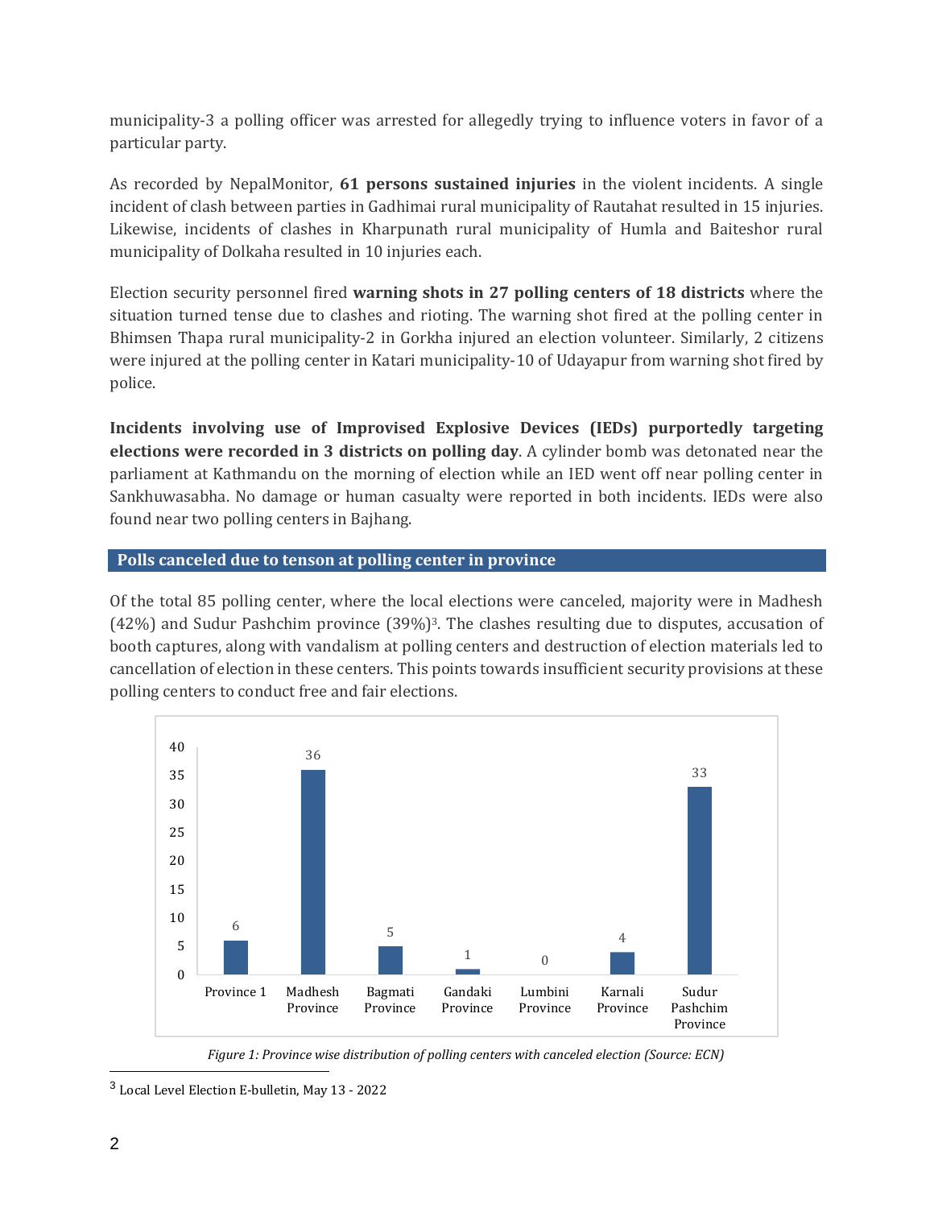municipality-3 a polling officer was arrested for allegedly trying to influence voters in favor of a particular party.

As recorded by NepalMonitor, **61 persons sustained injuries** in the violent incidents. A single incident of clash between parties in Gadhimai rural municipality of Rautahat resulted in 15 injuries. Likewise, incidents of clashes in Kharpunath rural municipality of Humla and Baiteshor rural municipality of Dolkaha resulted in 10 injuries each.

Election security personnel fired **warning shots in 27 polling centers of 18 districts** where the situation turned tense due to clashes and rioting. The warning shot fired at the polling center in Bhimsen Thapa rural municipality-2 in Gorkha injured an election volunteer. Similarly, 2 citizens were injured at the polling center in Katari municipality-10 of Udayapur from warning shot fired by police.

**Incidents involving use of Improvised Explosive Devices (IEDs) purportedly targeting elections were recorded in 3 districts on polling day**. A cylinder bomb was detonated near the parliament at Kathmandu on the morning of election while an IED went off near polling center in Sankhuwasabha. No damage or human casualty were reported in both incidents. IEDs were also found near two polling centers in Bajhang.

## Polls canceled due to tenson at polling center in province

Of the total 85 polling center, where the local elections were canceled, majority were in Madhesh (42%) and Sudur Pashchim province (39%)[3]. The clashes resulting due to disputes, accusation of booth captures, along with vandalism at polling centers and destruction of election materials led to cancellation of election in these centers. This points towards insufficient security provisions at these polling centers to conduct free and fair elections.

| Province 1 | Madhesh Province | Bagmati Province | Gandaki Province | Lumbini Province | Karnali Province | Sudur Pashchim Province |
|---|---|---|---|---|---|---|
| 6 | 36 | 5 | 1 | 0 | 4 | 33 |

*Figure 1: Province wise distribution of polling centers with canceled election (Source: ECN)*

[3] Local Level Election E-bulletin, May 13 - 2022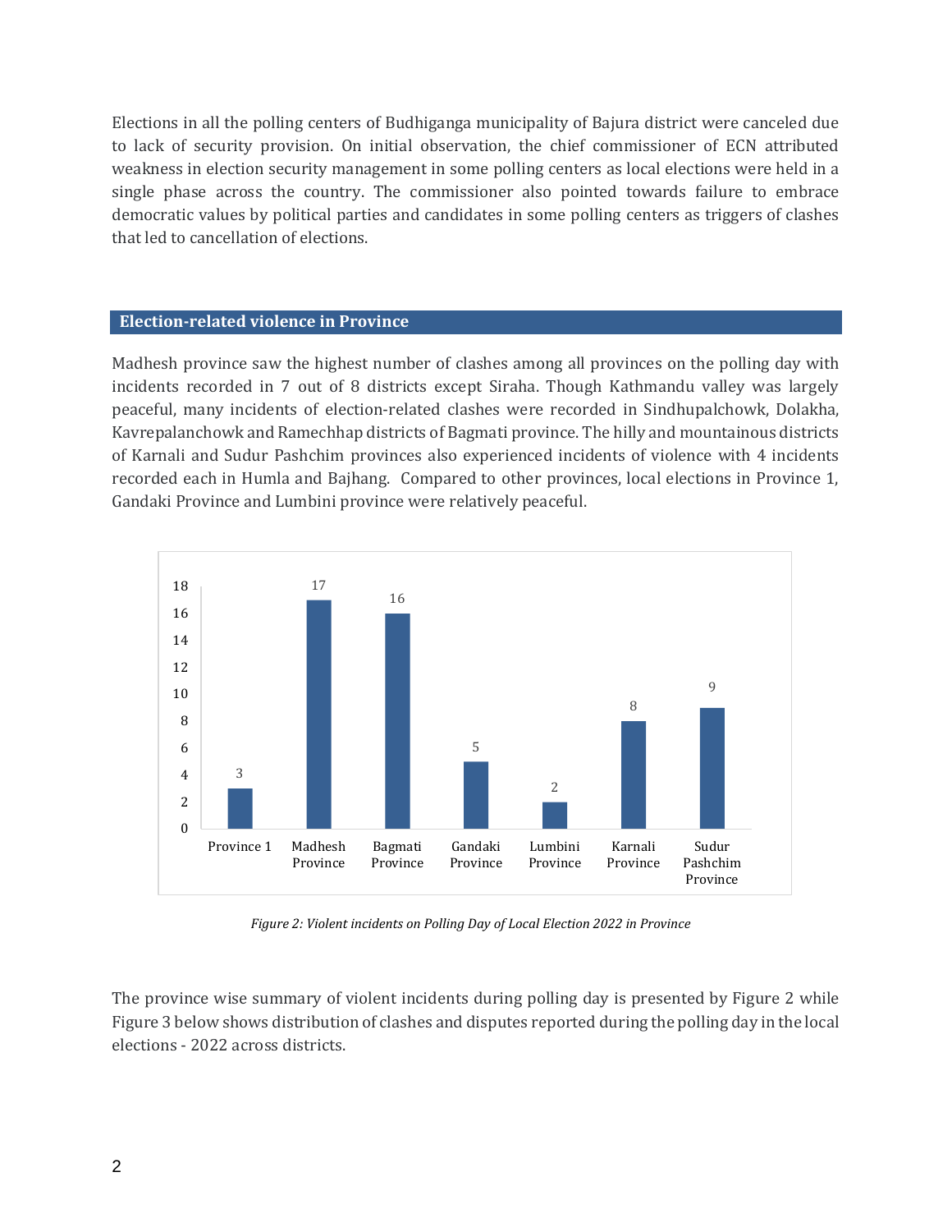Elections in all the polling centers of Budhiganga municipality of Bajura district were canceled due to lack of security provision. On initial observation, the chief commissioner of ECN attributed weakness in election security management in some polling centers as local elections were held in a single phase across the country. The commissioner also pointed towards failure to embrace democratic values by political parties and candidates in some polling centers as triggers of clashes that led to cancellation of elections.

## Election-related violence in Province

Madhesh province saw the highest number of clashes among all provinces on the polling day with incidents recorded in 7 out of 8 districts except Siraha. Though Kathmandu valley was largely peaceful, many incidents of election-related clashes were recorded in Sindhupalchowk, Dolakha, Kavrepalanchowk and Ramechhap districts of Bagmati province. The hilly and mountainous districts of Karnali and Sudur Pashchim provinces also experienced incidents of violence with 4 incidents recorded each in Humla and Bajhang. Compared to other provinces, local elections in Province 1, Gandaki Province and Lumbini province were relatively peaceful.

| Province | Violent incidents |
|---|---|
| Province 1 | 3 |
| Madhesh Province | 17 |
| Bagmati Province | 16 |
| Gandaki Province | 5 |
| Lumbini Province | 2 |
| Karnali Province | 8 |
| Sudur Pashchim Province | 9 |

*Figure 2: Violent incidents on Polling Day of Local Election 2022 in Province*

The province wise summary of violent incidents during polling day is presented by Figure 2 while Figure 3 below shows distribution of clashes and disputes reported during the polling day in the local elections - 2022 across districts.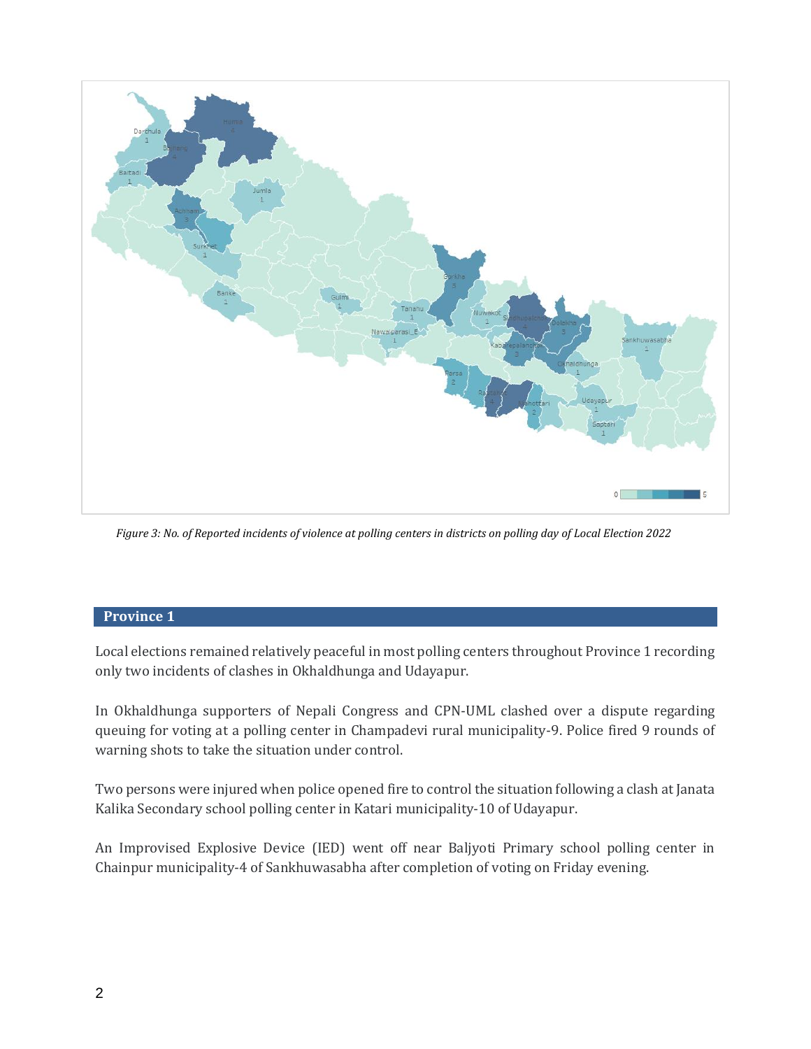*Figure 3: No. of Reported incidents of violence at polling centers in districts on polling day of Local Election 2022*

## Province 1

Local elections remained relatively peaceful in most polling centers throughout Province 1 recording only two incidents of clashes in Okhaldhunga and Udayapur.

In Okhaldhunga supporters of Nepali Congress and CPN-UML clashed over a dispute regarding queuing for voting at a polling center in Champadevi rural municipality-9. Police fired 9 rounds of warning shots to take the situation under control.

Two persons were injured when police opened fire to control the situation following a clash at Janata Kalika Secondary school polling center in Katari municipality-10 of Udayapur.

An Improvised Explosive Device (IED) went off near Baljyoti Primary school polling center in Chainpur municipality-4 of Sankhuwasabha after completion of voting on Friday evening.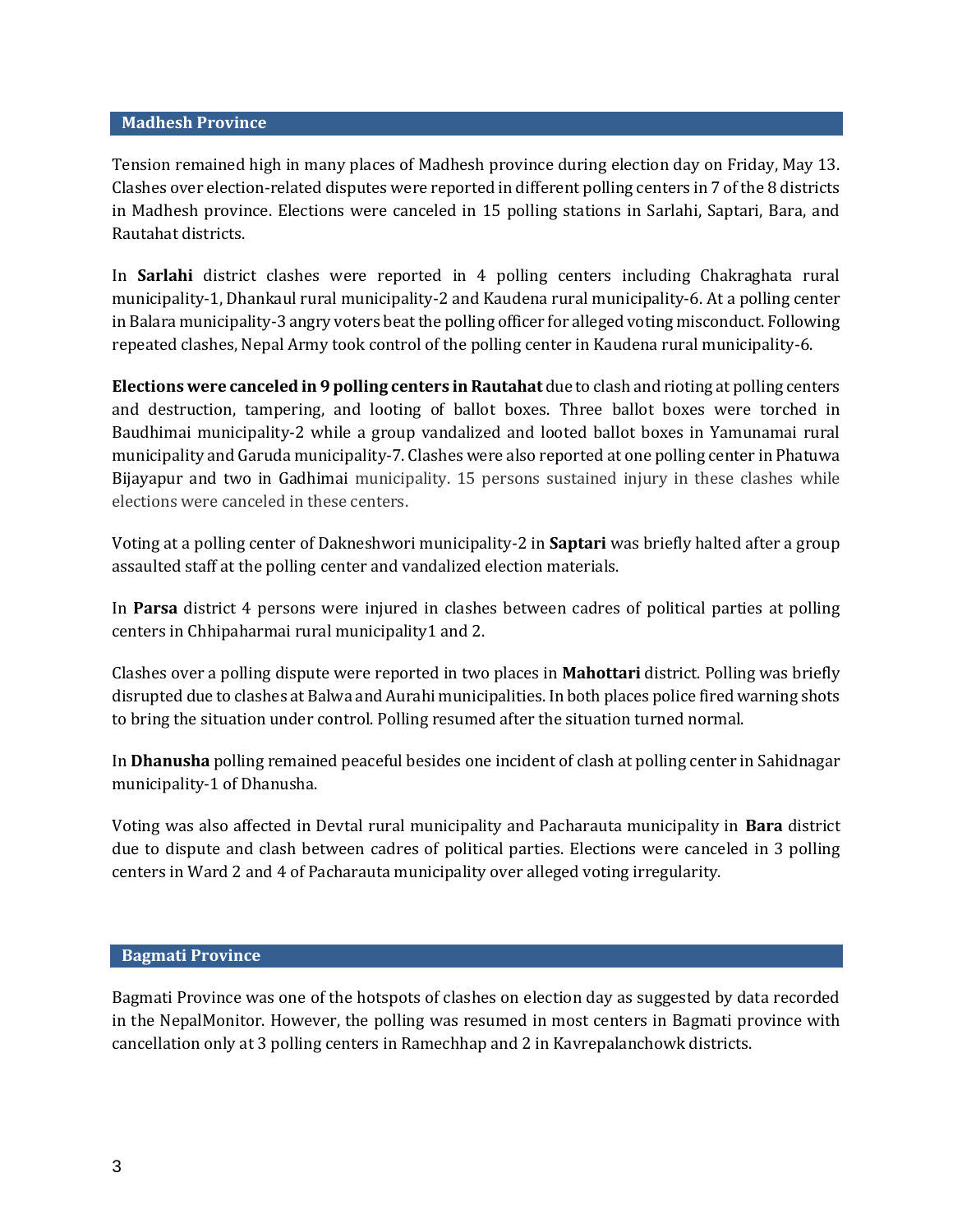## Madhesh Province

Tension remained high in many places of Madhesh province during election day on Friday, May 13. Clashes over election-related disputes were reported in different polling centers in 7 of the 8 districts in Madhesh province. Elections were canceled in 15 polling stations in Sarlahi, Saptari, Bara, and Rautahat districts.

In **Sarlahi** district clashes were reported in 4 polling centers including Chakraghata rural municipality-1, Dhankaul rural municipality-2 and Kaudena rural municipality-6. At a polling center in Balara municipality-3 angry voters beat the polling officer for alleged voting misconduct. Following repeated clashes, Nepal Army took control of the polling center in Kaudena rural municipality-6.

**Elections were canceled in 9 polling centers in Rautahat** due to clash and rioting at polling centers and destruction, tampering, and looting of ballot boxes. Three ballot boxes were torched in Baudhimai municipality-2 while a group vandalized and looted ballot boxes in Yamunamai rural municipality and Garuda municipality-7. Clashes were also reported at one polling center in Phatuwa Bijayapur and two in Gadhimai municipality. 15 persons sustained injury in these clashes while elections were canceled in these centers.

Voting at a polling center of Dakneshwori municipality-2 in **Saptari** was briefly halted after a group assaulted staff at the polling center and vandalized election materials.

In **Parsa** district 4 persons were injured in clashes between cadres of political parties at polling centers in Chhipaharmai rural municipality1 and 2.

Clashes over a polling dispute were reported in two places in **Mahottari** district. Polling was briefly disrupted due to clashes at Balwa and Aurahi municipalities. In both places police fired warning shots to bring the situation under control. Polling resumed after the situation turned normal.

In **Dhanusha** polling remained peaceful besides one incident of clash at polling center in Sahidnagar municipality-1 of Dhanusha.

Voting was also affected in Devtal rural municipality and Pacharauta municipality in **Bara** district due to dispute and clash between cadres of political parties. Elections were canceled in 3 polling centers in Ward 2 and 4 of Pacharauta municipality over alleged voting irregularity.

## Bagmati Province

Bagmati Province was one of the hotspots of clashes on election day as suggested by data recorded in the NepalMonitor. However, the polling was resumed in most centers in Bagmati province with cancellation only at 3 polling centers in Ramechhap and 2 in Kavrepalanchowk districts.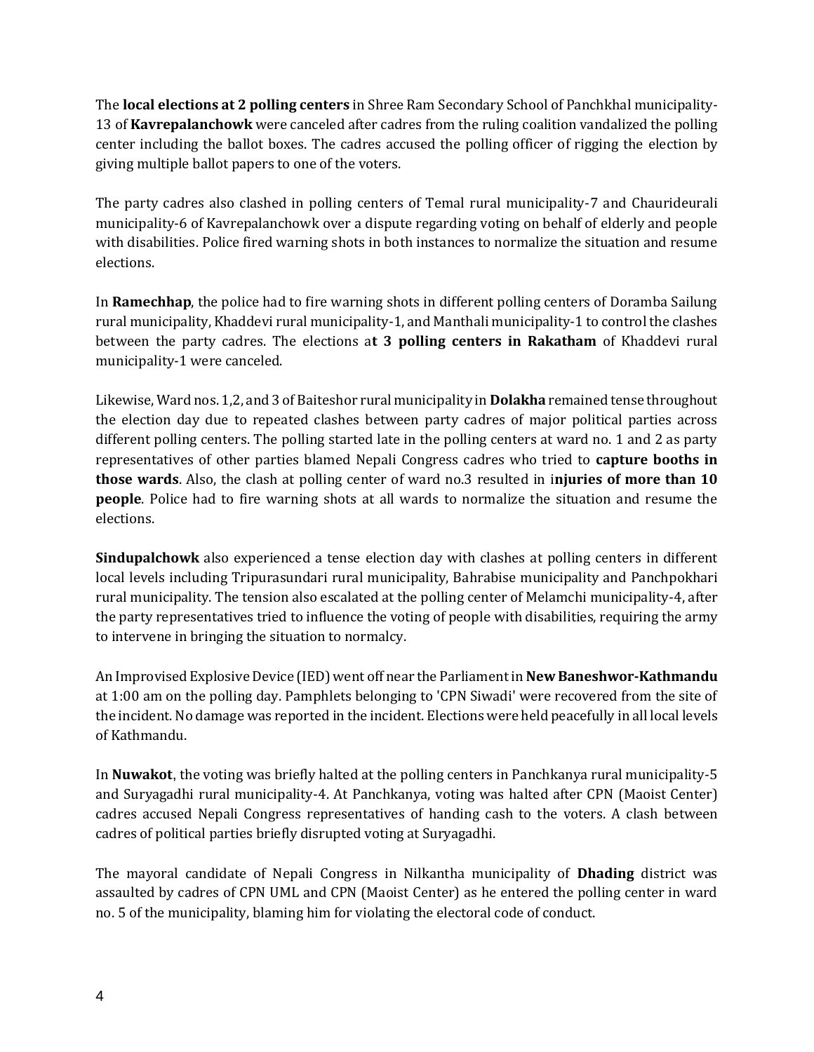The **local elections at 2 polling centers** in Shree Ram Secondary School of Panchkhal municipality-13 of **Kavrepalanchowk** were canceled after cadres from the ruling coalition vandalized the polling center including the ballot boxes. The cadres accused the polling officer of rigging the election by giving multiple ballot papers to one of the voters.

The party cadres also clashed in polling centers of Temal rural municipality-7 and Chaurideurali municipality-6 of Kavrepalanchowk over a dispute regarding voting on behalf of elderly and people with disabilities. Police fired warning shots in both instances to normalize the situation and resume elections.

In **Ramechhap**, the police had to fire warning shots in different polling centers of Doramba Sailung rural municipality, Khaddevi rural municipality-1, and Manthali municipality-1 to control the clashes between the party cadres. The elections a**t 3 polling centers in Rakatham** of Khaddevi rural municipality-1 were canceled.

Likewise, Ward nos. 1,2, and 3 of Baiteshor rural municipality in **Dolakha** remained tense throughout the election day due to repeated clashes between party cadres of major political parties across different polling centers. The polling started late in the polling centers at ward no. 1 and 2 as party representatives of other parties blamed Nepali Congress cadres who tried to **capture booths in those wards**. Also, the clash at polling center of ward no.3 resulted in i**njuries of more than 10 people**. Police had to fire warning shots at all wards to normalize the situation and resume the elections.

**Sindupalchowk** also experienced a tense election day with clashes at polling centers in different local levels including Tripurasundari rural municipality, Bahrabise municipality and Panchpokhari rural municipality. The tension also escalated at the polling center of Melamchi municipality-4, after the party representatives tried to influence the voting of people with disabilities, requiring the army to intervene in bringing the situation to normalcy.

An Improvised Explosive Device (IED) went off near the Parliament in **New Baneshwor-Kathmandu** at 1:00 am on the polling day. Pamphlets belonging to 'CPN Siwadi' were recovered from the site of the incident. No damage was reported in the incident. Elections were held peacefully in all local levels of Kathmandu.

In **Nuwakot**, the voting was briefly halted at the polling centers in Panchkanya rural municipality-5 and Suryagadhi rural municipality-4. At Panchkanya, voting was halted after CPN (Maoist Center) cadres accused Nepali Congress representatives of handing cash to the voters. A clash between cadres of political parties briefly disrupted voting at Suryagadhi.

The mayoral candidate of Nepali Congress in Nilkantha municipality of **Dhading** district was assaulted by cadres of CPN UML and CPN (Maoist Center) as he entered the polling center in ward no. 5 of the municipality, blaming him for violating the electoral code of conduct.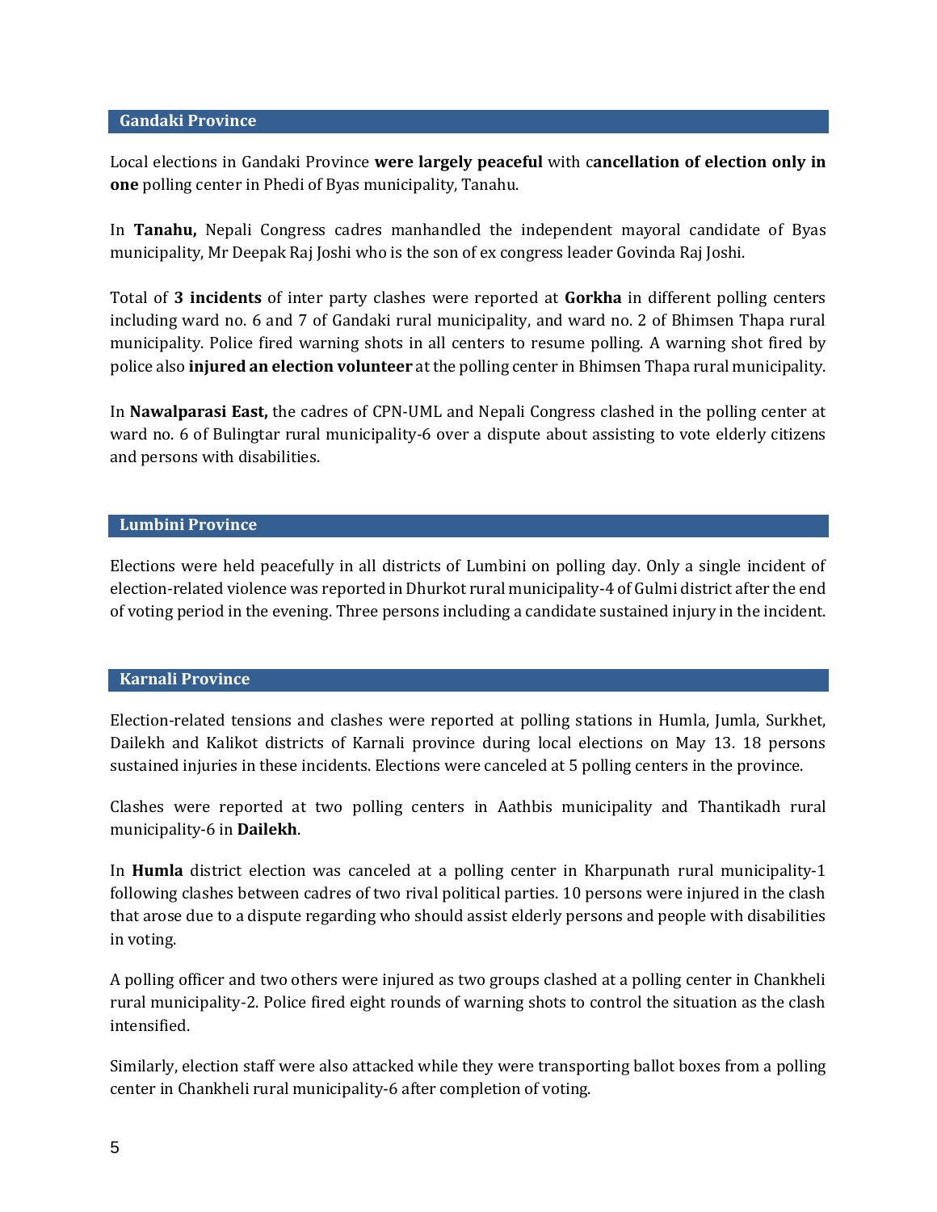## Gandaki Province

Local elections in Gandaki Province **were largely peaceful** with c**ancellation of election only in one** polling center in Phedi of Byas municipality, Tanahu.

In **Tanahu,** Nepali Congress cadres manhandled the independent mayoral candidate of Byas municipality, Mr Deepak Raj Joshi who is the son of ex congress leader Govinda Raj Joshi.

Total of **3 incidents** of inter party clashes were reported at **Gorkha** in different polling centers including ward no. 6 and 7 of Gandaki rural municipality, and ward no. 2 of Bhimsen Thapa rural municipality. Police fired warning shots in all centers to resume polling. A warning shot fired by police also **injured an election volunteer** at the polling center in Bhimsen Thapa rural municipality.

In **Nawalparasi East,** the cadres of CPN-UML and Nepali Congress clashed in the polling center at ward no. 6 of Bulingtar rural municipality-6 over a dispute about assisting to vote elderly citizens and persons with disabilities.

## Lumbini Province

Elections were held peacefully in all districts of Lumbini on polling day. Only a single incident of election-related violence was reported in Dhurkot rural municipality-4 of Gulmi district after the end of voting period in the evening. Three persons including a candidate sustained injury in the incident.

## Karnali Province

Election-related tensions and clashes were reported at polling stations in Humla, Jumla, Surkhet, Dailekh and Kalikot districts of Karnali province during local elections on May 13. 18 persons sustained injuries in these incidents. Elections were canceled at 5 polling centers in the province.

Clashes were reported at two polling centers in Aathbis municipality and Thantikadh rural municipality-6 in **Dailekh**.

In **Humla** district election was canceled at a polling center in Kharpunath rural municipality-1 following clashes between cadres of two rival political parties. 10 persons were injured in the clash that arose due to a dispute regarding who should assist elderly persons and people with disabilities in voting.

A polling officer and two others were injured as two groups clashed at a polling center in Chankheli rural municipality-2. Police fired eight rounds of warning shots to control the situation as the clash intensified.

Similarly, election staff were also attacked while they were transporting ballot boxes from a polling center in Chankheli rural municipality-6 after completion of voting.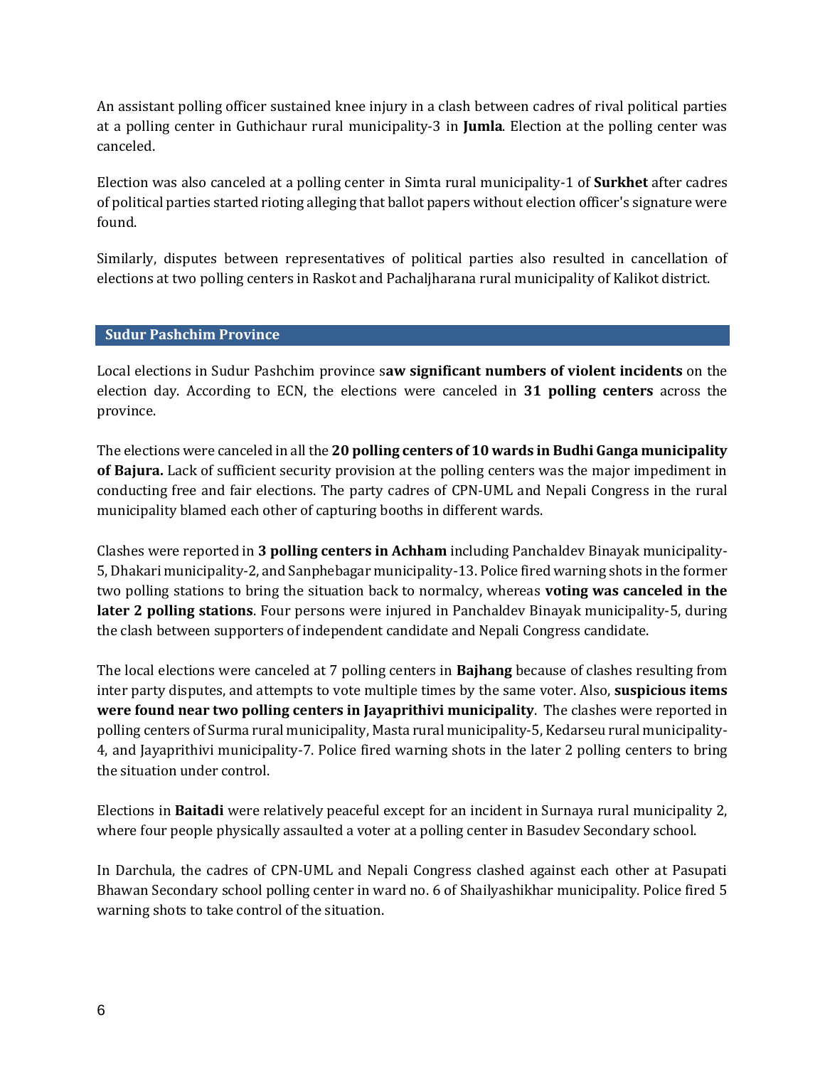An assistant polling officer sustained knee injury in a clash between cadres of rival political parties at a polling center in Guthichaur rural municipality-3 in **Jumla**. Election at the polling center was canceled.

Election was also canceled at a polling center in Simta rural municipality-1 of **Surkhet** after cadres of political parties started rioting alleging that ballot papers without election officer's signature were found.

Similarly, disputes between representatives of political parties also resulted in cancellation of elections at two polling centers in Raskot and Pachaljharana rural municipality of Kalikot district.

## Sudur Pashchim Province

Local elections in Sudur Pashchim province s**aw significant numbers of violent incidents** on the election day. According to ECN, the elections were canceled in **31 polling centers** across the province.

The elections were canceled in all the **20 polling centers of 10 wards in Budhi Ganga municipality of Bajura.** Lack of sufficient security provision at the polling centers was the major impediment in conducting free and fair elections. The party cadres of CPN-UML and Nepali Congress in the rural municipality blamed each other of capturing booths in different wards.

Clashes were reported in **3 polling centers in Achham** including Panchaldev Binayak municipality-5, Dhakari municipality-2, and Sanphebagar municipality-13. Police fired warning shots in the former two polling stations to bring the situation back to normalcy, whereas **voting was canceled in the later 2 polling stations**. Four persons were injured in Panchaldev Binayak municipality-5, during the clash between supporters of independent candidate and Nepali Congress candidate.

The local elections were canceled at 7 polling centers in **Bajhang** because of clashes resulting from inter party disputes, and attempts to vote multiple times by the same voter. Also, **suspicious items were found near two polling centers in Jayaprithivi municipality**. The clashes were reported in polling centers of Surma rural municipality, Masta rural municipality-5, Kedarseu rural municipality-4, and Jayaprithivi municipality-7. Police fired warning shots in the later 2 polling centers to bring the situation under control.

Elections in **Baitadi** were relatively peaceful except for an incident in Surnaya rural municipality 2, where four people physically assaulted a voter at a polling center in Basudev Secondary school.

In Darchula, the cadres of CPN-UML and Nepali Congress clashed against each other at Pasupati Bhawan Secondary school polling center in ward no. 6 of Shailyashikhar municipality. Police fired 5 warning shots to take control of the situation.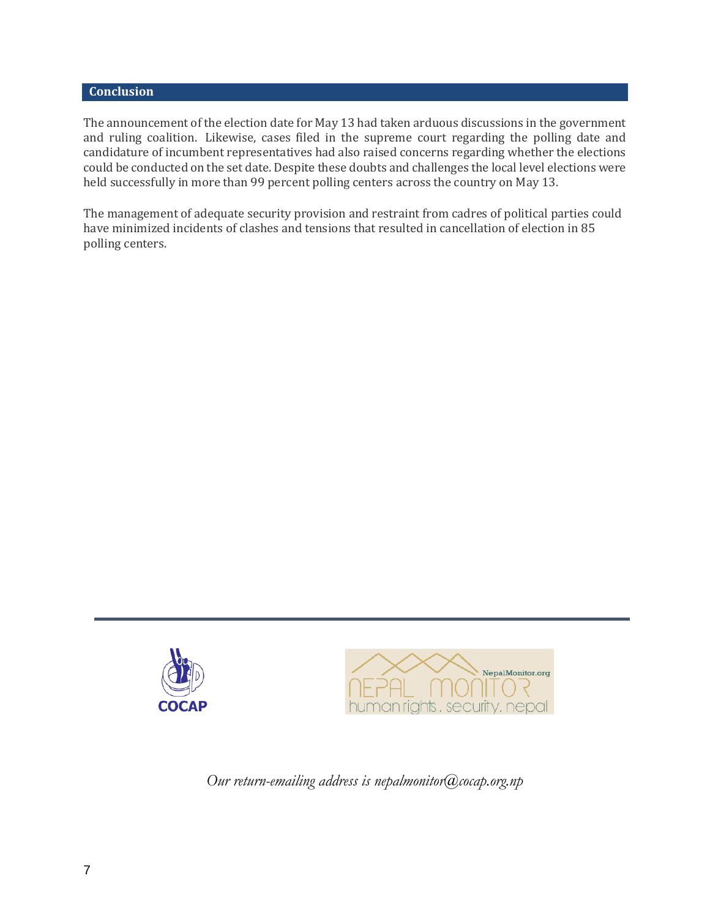## Conclusion

The announcement of the election date for May 13 had taken arduous discussions in the government and ruling coalition. Likewise, cases filed in the supreme court regarding the polling date and candidature of incumbent representatives had also raised concerns regarding whether the elections could be conducted on the set date. Despite these doubts and challenges the local level elections were held successfully in more than 99 percent polling centers across the country on May 13.

The management of adequate security provision and restraint from cadres of political parties could have minimized incidents of clashes and tensions that resulted in cancellation of election in 85 polling centers.

COCAP

NepalMonitor.org
NEPAL MONITOR
human rights . security. nepal

*Our return-emailing address is nepalmonitor@cocap.org.np*